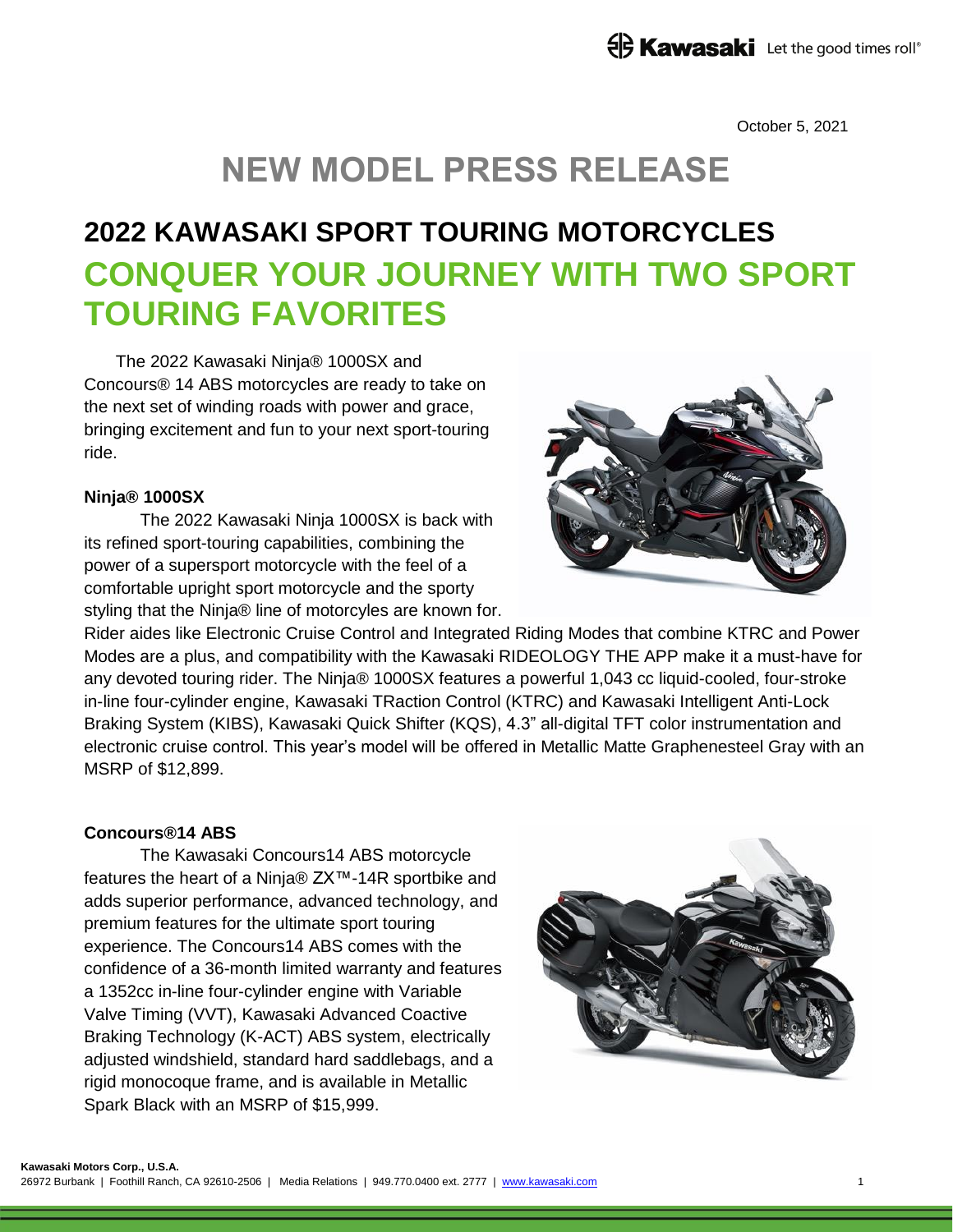October 5, 2021

# NEW MODEL PRESS RELEASE

## 2022 KAWASAKI SPORT TOURING MOTORCYCLES

## CONQUER YOUR JOURNEY WITH TWO SPORT TOURING FAVORITES

The 2022 Kawasaki Ninja® 1000SX and Concours® 14 ABS motorcycles are ready to take on the next set of winding roads with power and grace, bringing excitement and fun to your next sport-touring ride.

**Ninja® 1000SX**

The 2022 Kawasaki Ninja 1000SX is back with its refined sport-touring capabilities, combining the power of a supersport motorcycle with the feel of a comfortable upright sport motorcycle and the sporty styling that the Ninja® line of motorcycles are known for. Rider aides like Electronic Cruise Control and Integrated Riding Modes that combine KTRC and Power Modes are a plus, and compatibility with the Kawasaki RIDEOLOGY THE APP make it a must-have for any devoted touring rider. The Ninja® 1000SX features a powerful 1,043 cc liquid-cooled, four-stroke in-line four-cylinder engine, Kawasaki TRaction Control (KTRC) and Kawasaki Intelligent Anti-Lock Braking System (KIBS), Kawasaki Quick Shifter (KQS), 4.3" all-digital TFT color instrumentation and electronic cruise control. This year's model will be offered in Metallic Matte Graphenesteel Gray with an MSRP of $12,899.

**Concours®14 ABS**

The Kawasaki Concours14 ABS motorcycle features the heart of a Ninja® ZX™-14R sportbike and adds superior performance, advanced technology, and premium features for the ultimate sport touring experience. The Concours14 ABS comes with the confidence of a 36-month limited warranty and features a 1352cc in-line four-cylinder engine with Variable Valve Timing (VVT), Kawasaki Advanced Coactive Braking Technology (K-ACT) ABS system, electrically adjusted windshield, standard hard saddlebags, and a rigid monocoque frame, and is available in Metallic Spark Black with an MSRP of $15,999.

**Kawasaki Motors Corp., U.S.A.**
26972 Burbank | Foothill Ranch, CA 92610-2506 | Media Relations | 949.770.0400 ext. 2777 | www.kawasaki.com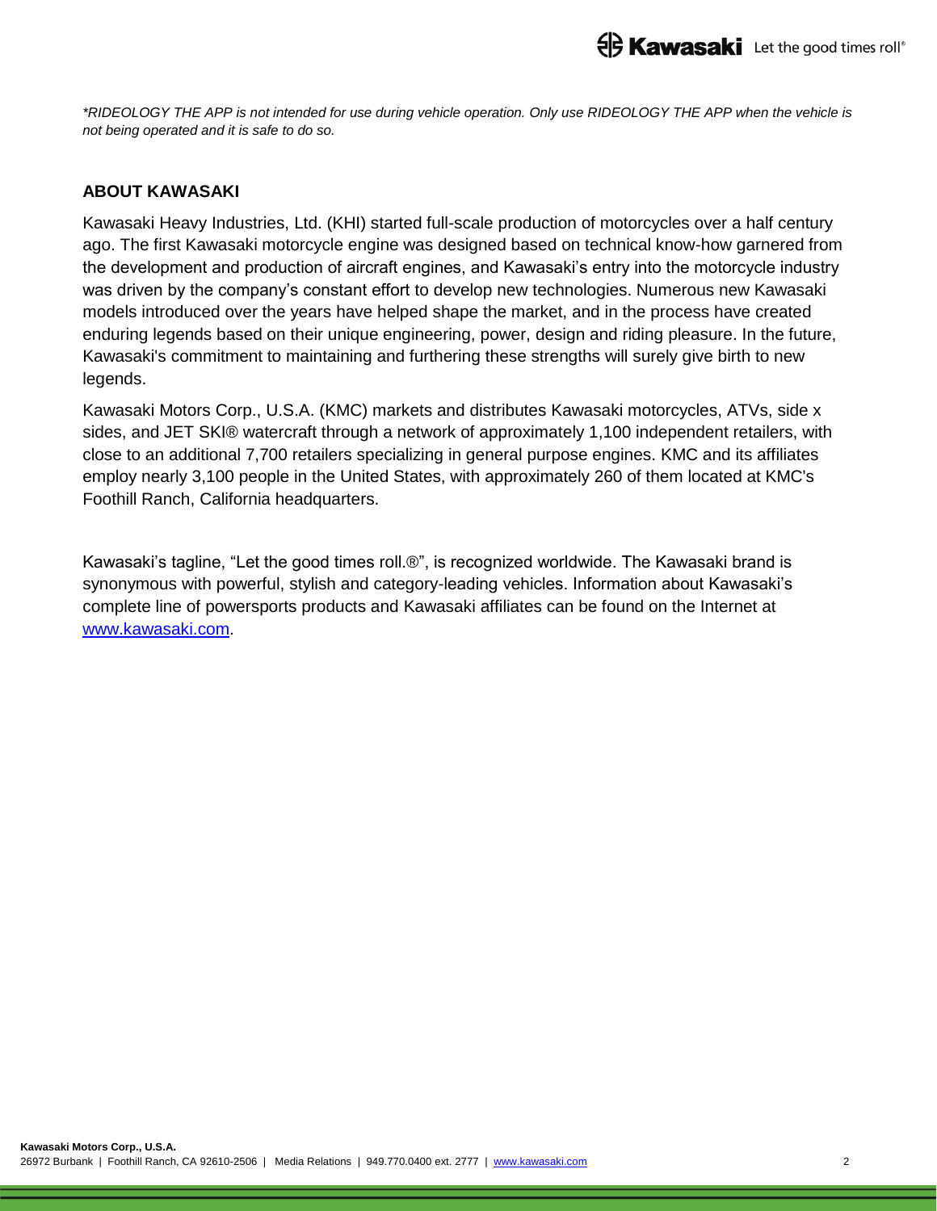*\*RIDEOLOGY THE APP is not intended for use during vehicle operation. Only use RIDEOLOGY THE APP when the vehicle is not being operated and it is safe to do so.*

## ABOUT KAWASAKI

Kawasaki Heavy Industries, Ltd. (KHI) started full-scale production of motorcycles over a half century ago. The first Kawasaki motorcycle engine was designed based on technical know-how garnered from the development and production of aircraft engines, and Kawasaki's entry into the motorcycle industry was driven by the company's constant effort to develop new technologies. Numerous new Kawasaki models introduced over the years have helped shape the market, and in the process have created enduring legends based on their unique engineering, power, design and riding pleasure. In the future, Kawasaki's commitment to maintaining and furthering these strengths will surely give birth to new legends.

Kawasaki Motors Corp., U.S.A. (KMC) markets and distributes Kawasaki motorcycles, ATVs, side x sides, and JET SKI® watercraft through a network of approximately 1,100 independent retailers, with close to an additional 7,700 retailers specializing in general purpose engines. KMC and its affiliates employ nearly 3,100 people in the United States, with approximately 260 of them located at KMC's Foothill Ranch, California headquarters.

Kawasaki's tagline, "Let the good times roll.®", is recognized worldwide. The Kawasaki brand is synonymous with powerful, stylish and category-leading vehicles. Information about Kawasaki's complete line of powersports products and Kawasaki affiliates can be found on the Internet at [www.kawasaki.com](http://www.kawasaki.com).